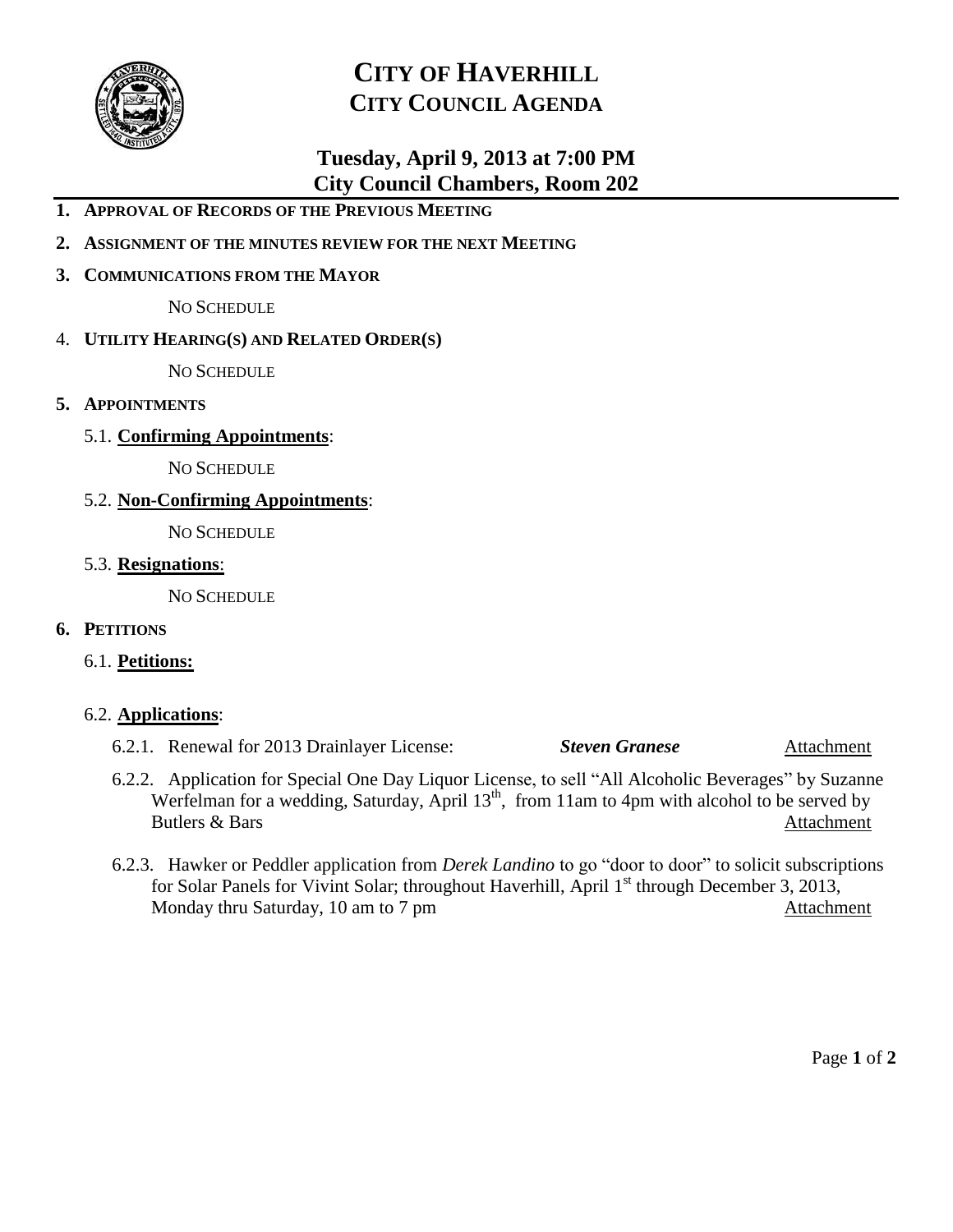# CITY OF HAVERHILL
# CITY COUNCIL AGENDA

## Tuesday, April 9, 2013 at 7:00 PM
## City Council Chambers, Room 202

1. **APPROVAL OF RECORDS OF THE PREVIOUS MEETING**
2. **ASSIGNMENT OF THE MINUTES REVIEW FOR THE NEXT MEETING**
3. **COMMUNICATIONS FROM THE MAYOR**

   NO SCHEDULE

4. **UTILITY HEARING(S) AND RELATED ORDER(S)**

   NO SCHEDULE

5. **APPOINTMENTS**

   5.1. **Confirming Appointments**:

   NO SCHEDULE

   5.2. **Non-Confirming Appointments**:

   NO SCHEDULE

   5.3. **Resignations**:

   NO SCHEDULE

6. **PETITIONS**

   6.1. **Petitions:**

   6.2. **Applications**:

   6.2.1. Renewal for 2013 Drainlayer License: ***Steven Granese*** Attachment

   6.2.2. Application for Special One Day Liquor License, to sell "All Alcoholic Beverages" by Suzanne Werfelman for a wedding, Saturday, April 13th, from 11am to 4pm with alcohol to be served by Butlers & Bars Attachment

   6.2.3. Hawker or Peddler application from *Derek Landino* to go "door to door" to solicit subscriptions for Solar Panels for Vivint Solar; throughout Haverhill, April 1st through December 3, 2013, Monday thru Saturday, 10 am to 7 pm Attachment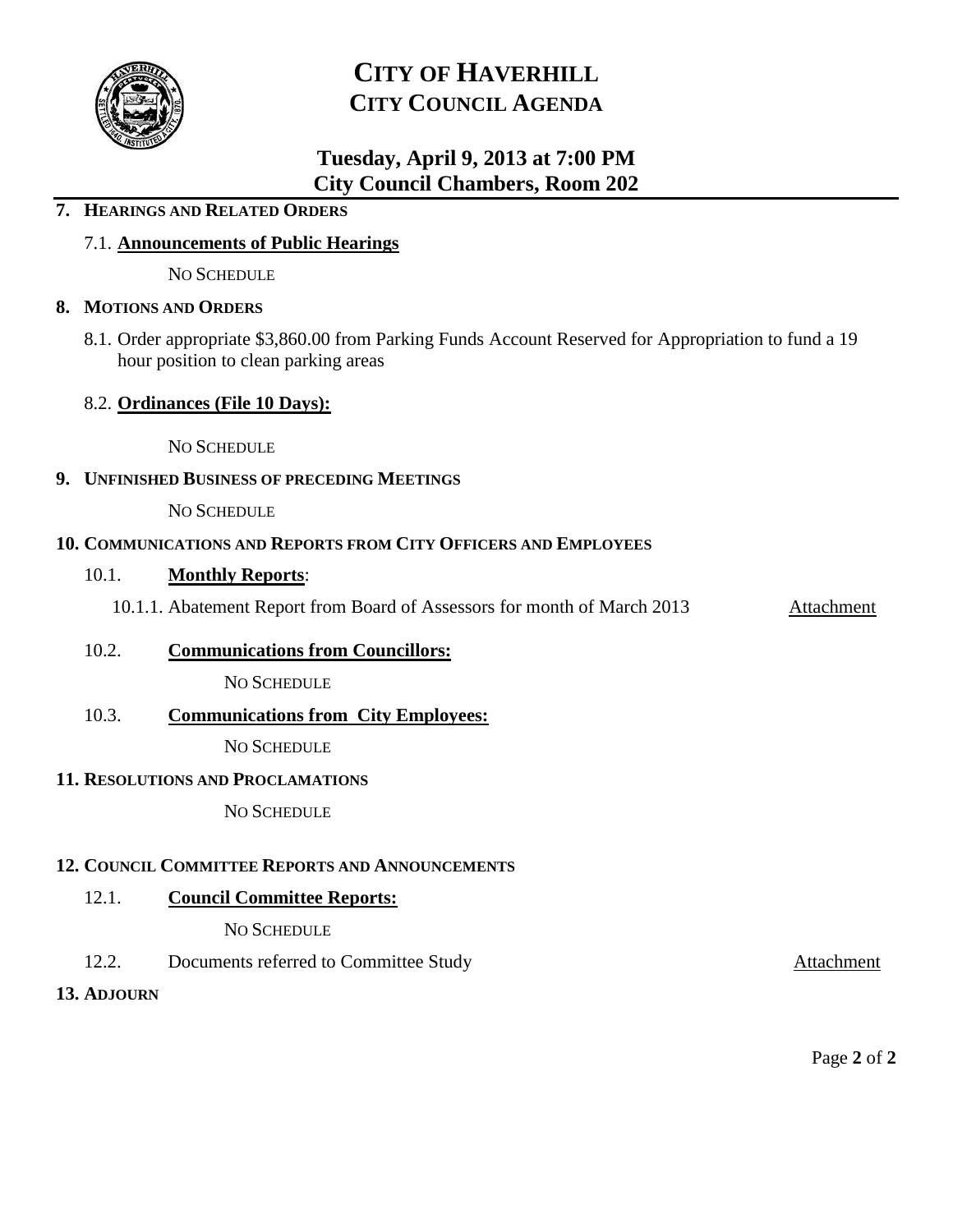# CITY OF HAVERHILL
## CITY COUNCIL AGENDA

### Tuesday, April 9, 2013 at 7:00 PM
### City Council Chambers, Room 202

**7. HEARINGS AND RELATED ORDERS**

7.1. **Announcements of Public Hearings**

NO SCHEDULE

**8. MOTIONS AND ORDERS**

8.1. Order appropriate $3,860.00 from Parking Funds Account Reserved for Appropriation to fund a 19 hour position to clean parking areas

8.2. **Ordinances (File 10 Days):**

NO SCHEDULE

**9. UNFINISHED BUSINESS OF PRECEDING MEETINGS**

NO SCHEDULE

**10. COMMUNICATIONS AND REPORTS FROM CITY OFFICERS AND EMPLOYEES**

10.1. **Monthly Reports**:

10.1.1. Abatement Report from Board of Assessors for month of March 2013 — Attachment

10.2. **Communications from Councillors:**

NO SCHEDULE

10.3. **Communications from City Employees:**

NO SCHEDULE

**11. RESOLUTIONS AND PROCLAMATIONS**

NO SCHEDULE

**12. COUNCIL COMMITTEE REPORTS AND ANNOUNCEMENTS**

12.1. **Council Committee Reports:**

NO SCHEDULE

12.2. Documents referred to Committee Study — Attachment

**13. ADJOURN**